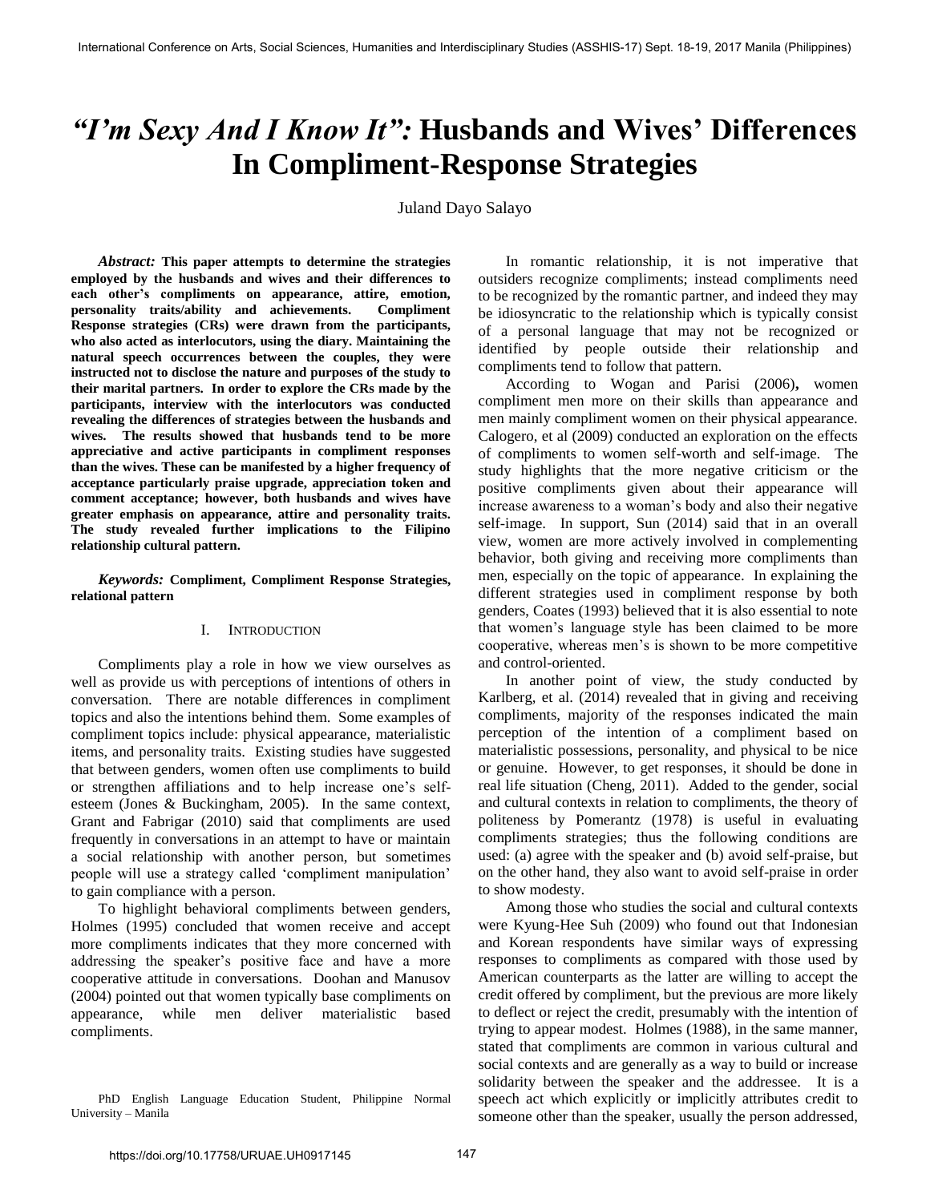# *"I'm Sexy And I Know It":* Husbands and Wives' Differences In Compliment-Response Strategies

Juland Dayo Salayo

***Abstract:*** **This paper attempts to determine the strategies employed by the husbands and wives and their differences to each other's compliments on appearance, attire, emotion, personality traits/ability and achievements. Compliment Response strategies (CRs) were drawn from the participants, who also acted as interlocutors, using the diary. Maintaining the natural speech occurrences between the couples, they were instructed not to disclose the nature and purposes of the study to their marital partners. In order to explore the CRs made by the participants, interview with the interlocutors was conducted revealing the differences of strategies between the husbands and wives. The results showed that husbands tend to be more appreciative and active participants in compliment responses than the wives. These can be manifested by a higher frequency of acceptance particularly praise upgrade, appreciation token and comment acceptance; however, both husbands and wives have greater emphasis on appearance, attire and personality traits. The study revealed further implications to the Filipino relationship cultural pattern.**

***Keywords:*** **Compliment, Compliment Response Strategies, relational pattern**

## I. Introduction

Compliments play a role in how we view ourselves as well as provide us with perceptions of intentions of others in conversation. There are notable differences in compliment topics and also the intentions behind them. Some examples of compliment topics include: physical appearance, materialistic items, and personality traits. Existing studies have suggested that between genders, women often use compliments to build or strengthen affiliations and to help increase one's self-esteem (Jones & Buckingham, 2005). In the same context, Grant and Fabrigar (2010) said that compliments are used frequently in conversations in an attempt to have or maintain a social relationship with another person, but sometimes people will use a strategy called 'compliment manipulation' to gain compliance with a person.

To highlight behavioral compliments between genders, Holmes (1995) concluded that women receive and accept more compliments indicates that they more concerned with addressing the speaker's positive face and have a more cooperative attitude in conversations. Doohan and Manusov (2004) pointed out that women typically base compliments on appearance, while men deliver materialistic based compliments.

PhD English Language Education Student, Philippine Normal University – Manila

In romantic relationship, it is not imperative that outsiders recognize compliments; instead compliments need to be recognized by the romantic partner, and indeed they may be idiosyncratic to the relationship which is typically consist of a personal language that may not be recognized or identified by people outside their relationship and compliments tend to follow that pattern.

According to Wogan and Parisi (2006)**,** women compliment men more on their skills than appearance and men mainly compliment women on their physical appearance. Calogero, et al (2009) conducted an exploration on the effects of compliments to women self-worth and self-image. The study highlights that the more negative criticism or the positive compliments given about their appearance will increase awareness to a woman's body and also their negative self-image. In support, Sun (2014) said that in an overall view, women are more actively involved in complementing behavior, both giving and receiving more compliments than men, especially on the topic of appearance. In explaining the different strategies used in compliment response by both genders, Coates (1993) believed that it is also essential to note that women's language style has been claimed to be more cooperative, whereas men's is shown to be more competitive and control-oriented.

In another point of view, the study conducted by Karlberg, et al. (2014) revealed that in giving and receiving compliments, majority of the responses indicated the main perception of the intention of a compliment based on materialistic possessions, personality, and physical to be nice or genuine. However, to get responses, it should be done in real life situation (Cheng, 2011). Added to the gender, social and cultural contexts in relation to compliments, the theory of politeness by Pomerantz (1978) is useful in evaluating compliments strategies; thus the following conditions are used: (a) agree with the speaker and (b) avoid self-praise, but on the other hand, they also want to avoid self-praise in order to show modesty.

Among those who studies the social and cultural contexts were Kyung-Hee Suh (2009) who found out that Indonesian and Korean respondents have similar ways of expressing responses to compliments as compared with those used by American counterparts as the latter are willing to accept the credit offered by compliment, but the previous are more likely to deflect or reject the credit, presumably with the intention of trying to appear modest. Holmes (1988), in the same manner, stated that compliments are common in various cultural and social contexts and are generally as a way to build or increase solidarity between the speaker and the addressee. It is a speech act which explicitly or implicitly attributes credit to someone other than the speaker, usually the person addressed,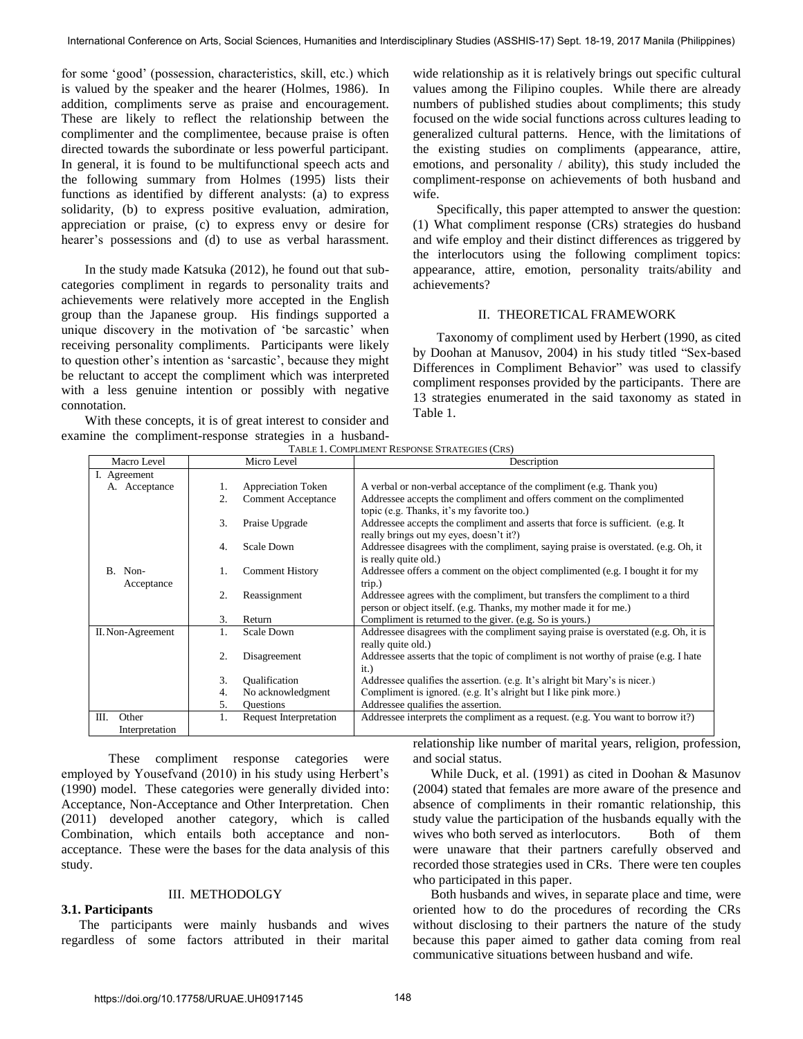for some 'good' (possession, characteristics, skill, etc.) which is valued by the speaker and the hearer (Holmes, 1986). In addition, compliments serve as praise and encouragement. These are likely to reflect the relationship between the complimenter and the complimentee, because praise is often directed towards the subordinate or less powerful participant. In general, it is found to be multifunctional speech acts and the following summary from Holmes (1995) lists their functions as identified by different analysts: (a) to express solidarity, (b) to express positive evaluation, admiration, appreciation or praise, (c) to express envy or desire for hearer's possessions and (d) to use as verbal harassment.

In the study made Katsuka (2012), he found out that sub-categories compliment in regards to personality traits and achievements were relatively more accepted in the English group than the Japanese group. His findings supported a unique discovery in the motivation of 'be sarcastic' when receiving personality compliments. Participants were likely to question other's intention as 'sarcastic', because they might be reluctant to accept the compliment which was interpreted with a less genuine intention or possibly with negative connotation.

With these concepts, it is of great interest to consider and examine the compliment-response strategies in a husband-wide relationship as it is relatively brings out specific cultural values among the Filipino couples. While there are already numbers of published studies about compliments; this study focused on the wide social functions across cultures leading to generalized cultural patterns. Hence, with the limitations of the existing studies on compliments (appearance, attire, emotions, and personality / ability), this study included the compliment-response on achievements of both husband and wife.

Specifically, this paper attempted to answer the question: (1) What compliment response (CRs) strategies do husband and wife employ and their distinct differences as triggered by the interlocutors using the following compliment topics: appearance, attire, emotion, personality traits/ability and achievements?

## II. Theoretical Framework

Taxonomy of compliment used by Herbert (1990, as cited by Doohan at Manusov, 2004) in his study titled "Sex-based Differences in Compliment Behavior" was used to classify compliment responses provided by the participants. There are 13 strategies enumerated in the said taxonomy as stated in Table 1.

TABLE 1. COMPLIMENT RESPONSE STRATEGIES (CRS)

| Macro Level | Micro Level | Description |
|---|---|---|
| I. Agreement | | |
| A. Acceptance | 1. Appreciation Token | A verbal or non-verbal acceptance of the compliment (e.g. Thank you) |
| | 2. Comment Acceptance | Addressee accepts the compliment and offers comment on the complimented topic (e.g. Thanks, it's my favorite too.) |
| | 3. Praise Upgrade | Addressee accepts the compliment and asserts that force is sufficient. (e.g. It really brings out my eyes, doesn't it?) |
| | 4. Scale Down | Addressee disagrees with the compliment, saying praise is overstated. (e.g. Oh, it is really quite old.) |
| B. Non-Acceptance | 1. Comment History | Addressee offers a comment on the object complimented (e.g. I bought it for my trip.) |
| | 2. Reassignment | Addressee agrees with the compliment, but transfers the compliment to a third person or object itself. (e.g. Thanks, my mother made it for me.) |
| | 3. Return | Compliment is returned to the giver. (e.g. So is yours.) |
| II. Non-Agreement | 1. Scale Down | Addressee disagrees with the compliment saying praise is overstated (e.g. Oh, it is really quite old.) |
| | 2. Disagreement | Addressee asserts that the topic of compliment is not worthy of praise (e.g. I hate it.) |
| | 3. Qualification | Addressee qualifies the assertion. (e.g. It's alright bit Mary's is nicer.) |
| | 4. No acknowledgment | Compliment is ignored. (e.g. It's alright but I like pink more.) |
| | 5. Questions | Addressee qualifies the assertion. |
| III. Other Interpretation | 1. Request Interpretation | Addressee interprets the compliment as a request. (e.g. You want to borrow it?) |

These compliment response categories were employed by Yousefvand (2010) in his study using Herbert's (1990) model. These categories were generally divided into: Acceptance, Non-Acceptance and Other Interpretation. Chen (2011) developed another category, which is called Combination, which entails both acceptance and non-acceptance. These were the bases for the data analysis of this study.

## III. Methodolgy

### 3.1. Participants

The participants were mainly husbands and wives regardless of some factors attributed in their marital relationship like number of marital years, religion, profession, and social status.

While Duck, et al. (1991) as cited in Doohan & Masunov (2004) stated that females are more aware of the presence and absence of compliments in their romantic relationship, this study value the participation of the husbands equally with the wives who both served as interlocutors. Both of them were unaware that their partners carefully observed and recorded those strategies used in CRs. There were ten couples who participated in this paper.

Both husbands and wives, in separate place and time, were oriented how to do the procedures of recording the CRs without disclosing to their partners the nature of the study because this paper aimed to gather data coming from real communicative situations between husband and wife.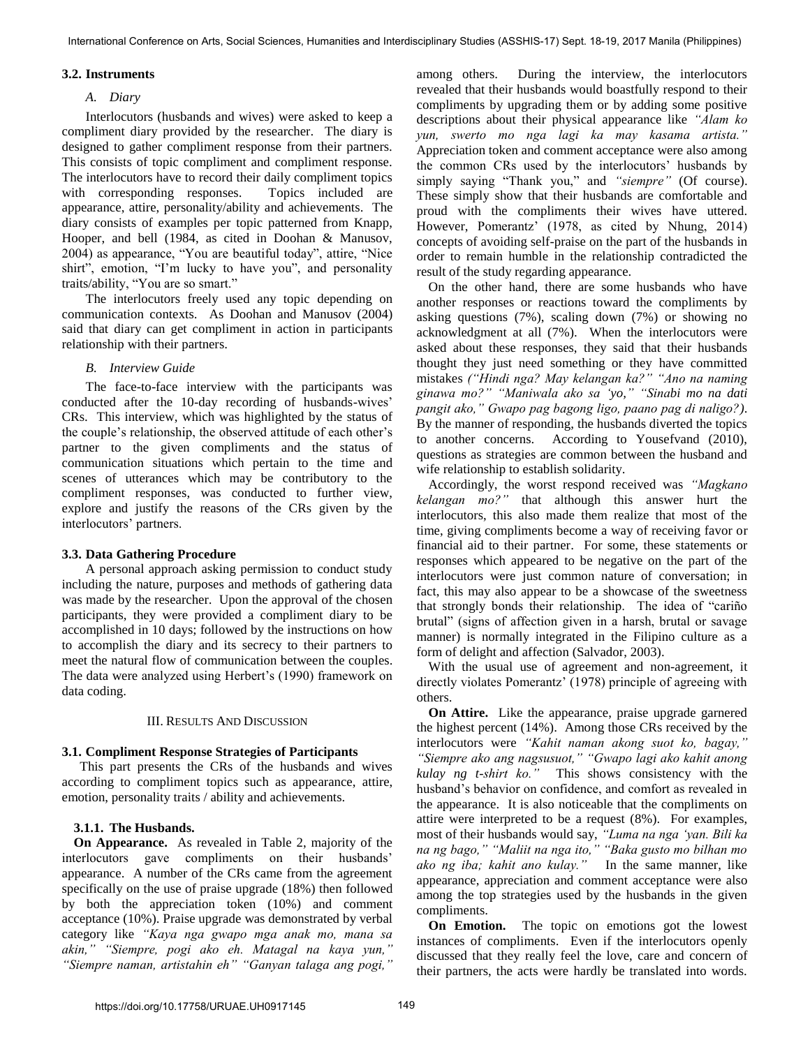### 3.2. Instruments

*A. Diary*

Interlocutors (husbands and wives) were asked to keep a compliment diary provided by the researcher. The diary is designed to gather compliment response from their partners. This consists of topic compliment and compliment response. The interlocutors have to record their daily compliment topics with corresponding responses. Topics included are appearance, attire, personality/ability and achievements. The diary consists of examples per topic patterned from Knapp, Hooper, and bell (1984, as cited in Doohan & Manusov, 2004) as appearance, "You are beautiful today", attire, "Nice shirt", emotion, "I'm lucky to have you", and personality traits/ability, "You are so smart."

The interlocutors freely used any topic depending on communication contexts. As Doohan and Manusov (2004) said that diary can get compliment in action in participants relationship with their partners.

*B. Interview Guide*

The face-to-face interview with the participants was conducted after the 10-day recording of husbands-wives' CRs. This interview, which was highlighted by the status of the couple's relationship, the observed attitude of each other's partner to the given compliments and the status of communication situations which pertain to the time and scenes of utterances which may be contributory to the compliment responses, was conducted to further view, explore and justify the reasons of the CRs given by the interlocutors' partners.

### 3.3. Data Gathering Procedure

A personal approach asking permission to conduct study including the nature, purposes and methods of gathering data was made by the researcher. Upon the approval of the chosen participants, they were provided a compliment diary to be accomplished in 10 days; followed by the instructions on how to accomplish the diary and its secrecy to their partners to meet the natural flow of communication between the couples. The data were analyzed using Herbert's (1990) framework on data coding.

## III. Results And Discussion

### 3.1. Compliment Response Strategies of Participants

This part presents the CRs of the husbands and wives according to compliment topics such as appearance, attire, emotion, personality traits / ability and achievements.

#### 3.1.1. The Husbands.

**On Appearance.** As revealed in Table 2, majority of the interlocutors gave compliments on their husbands' appearance. A number of the CRs came from the agreement specifically on the use of praise upgrade (18%) then followed by both the appreciation token (10%) and comment acceptance (10%). Praise upgrade was demonstrated by verbal category like *"Kaya nga gwapo mga anak mo, mana sa akin," "Siempre, pogi ako eh. Matagal na kaya yun," "Siempre naman, artistahin eh" "Ganyan talaga ang pogi,"* among others. During the interview, the interlocutors revealed that their husbands would boastfully respond to their compliments by upgrading them or by adding some positive descriptions about their physical appearance like *"Alam ko yun, swerto mo nga lagi ka may kasama artista."* Appreciation token and comment acceptance were also among the common CRs used by the interlocutors' husbands by simply saying "Thank you," and *"siempre"* (Of course). These simply show that their husbands are comfortable and proud with the compliments their wives have uttered. However, Pomerantz' (1978, as cited by Nhung, 2014) concepts of avoiding self-praise on the part of the husbands in order to remain humble in the relationship contradicted the result of the study regarding appearance.

On the other hand, there are some husbands who have another responses or reactions toward the compliments by asking questions (7%), scaling down (7%) or showing no acknowledgment at all (7%). When the interlocutors were asked about these responses, they said that their husbands thought they just need something or they have committed mistakes *("Hindi nga? May kelangan ka?" "Ano na naming ginawa mo?" "Maniwala ako sa 'yo," "Sinabi mo na dati pangit ako," Gwapo pag bagong ligo, paano pag di naligo?)*. By the manner of responding, the husbands diverted the topics to another concerns. According to Yousefvand (2010), questions as strategies are common between the husband and wife relationship to establish solidarity.

Accordingly, the worst respond received was *"Magkano kelangan mo?"* that although this answer hurt the interlocutors, this also made them realize that most of the time, giving compliments become a way of receiving favor or financial aid to their partner. For some, these statements or responses which appeared to be negative on the part of the interlocutors were just common nature of conversation; in fact, this may also appear to be a showcase of the sweetness that strongly bonds their relationship. The idea of "cariño brutal" (signs of affection given in a harsh, brutal or savage manner) is normally integrated in the Filipino culture as a form of delight and affection (Salvador, 2003).

With the usual use of agreement and non-agreement, it directly violates Pomerantz' (1978) principle of agreeing with others.

**On Attire.** Like the appearance, praise upgrade garnered the highest percent (14%). Among those CRs received by the interlocutors were *"Kahit naman akong suot ko, bagay," "Siempre ako ang nagsusuot," "Gwapo lagi ako kahit anong kulay ng t-shirt ko."* This shows consistency with the husband's behavior on confidence, and comfort as revealed in the appearance. It is also noticeable that the compliments on attire were interpreted to be a request (8%). For examples, most of their husbands would say, *"Luma na nga 'yan. Bili ka na ng bago," "Maliit na nga ito," "Baka gusto mo bilhan mo ako ng iba; kahit ano kulay."* In the same manner, like appearance, appreciation and comment acceptance were also among the top strategies used by the husbands in the given compliments.

**On Emotion.** The topic on emotions got the lowest instances of compliments. Even if the interlocutors openly discussed that they really feel the love, care and concern of their partners, the acts were hardly be translated into words.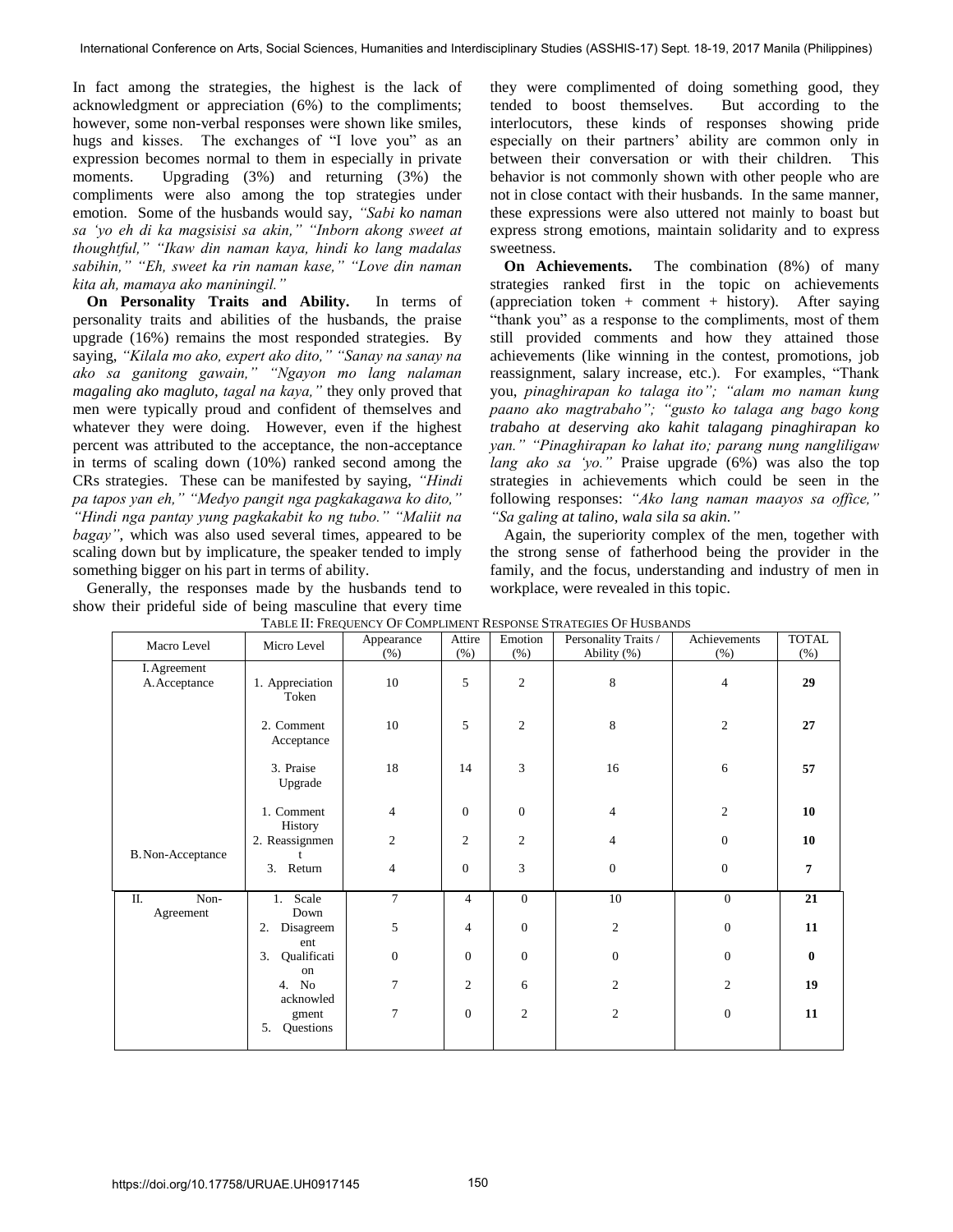In fact among the strategies, the highest is the lack of acknowledgment or appreciation (6%) to the compliments; however, some non-verbal responses were shown like smiles, hugs and kisses. The exchanges of "I love you" as an expression becomes normal to them in especially in private moments. Upgrading (3%) and returning (3%) the compliments were also among the top strategies under emotion. Some of the husbands would say, *"Sabi ko naman sa 'yo eh di ka magsisisi sa akin," "Inborn akong sweet at thoughtful," "Ikaw din naman kaya, hindi ko lang madalas sabihin," "Eh, sweet ka rin naman kase," "Love din naman kita ah, mamaya ako maniningil."*

**On Personality Traits and Ability.** In terms of personality traits and abilities of the husbands, the praise upgrade (16%) remains the most responded strategies. By saying, *"Kilala mo ako, expert ako dito," "Sanay na sanay na ako sa ganitong gawain," "Ngayon mo lang nalaman magaling ako magluto, tagal na kaya,"* they only proved that men were typically proud and confident of themselves and whatever they were doing. However, even if the highest percent was attributed to the acceptance, the non-acceptance in terms of scaling down (10%) ranked second among the CRs strategies. These can be manifested by saying, *"Hindi pa tapos yan eh," "Medyo pangit nga pagkakagawa ko dito," "Hindi nga pantay yung pagkakabit ko ng tubo." "Maliit na bagay"*, which was also used several times, appeared to be scaling down but by implicature, the speaker tended to imply something bigger on his part in terms of ability.

Generally, the responses made by the husbands tend to show their prideful side of being masculine that every time they were complimented of doing something good, they tended to boost themselves. But according to the interlocutors, these kinds of responses showing pride especially on their partners' ability are common only in between their conversation or with their children. This behavior is not commonly shown with other people who are not in close contact with their husbands. In the same manner, these expressions were also uttered not mainly to boast but express strong emotions, maintain solidarity and to express sweetness.

**On Achievements.** The combination (8%) of many strategies ranked first in the topic on achievements (appreciation token + comment + history). After saying "thank you" as a response to the compliments, most of them still provided comments and how they attained those achievements (like winning in the contest, promotions, job reassignment, salary increase, etc.). For examples, "Thank you, *pinaghirapan ko talaga ito"; "alam mo naman kung paano ako magtrabaho"; "gusto ko talaga ang bago kong trabaho at deserving ako kahit talagang pinaghirapan ko yan." "Pinaghirapan ko lahat ito; parang nung nangliligaw lang ako sa 'yo."* Praise upgrade (6%) was also the top strategies in achievements which could be seen in the following responses: *"Ako lang naman maayos sa office," "Sa galing at talino, wala sila sa akin."*

Again, the superiority complex of the men, together with the strong sense of fatherhood being the provider in the family, and the focus, understanding and industry of men in workplace, were revealed in this topic.

TABLE II: FREQUENCY OF COMPLIMENT RESPONSE STRATEGIES OF HUSBANDS

| Macro Level | Micro Level | Appearance (%) | Attire (%) | Emotion (%) | Personality Traits / Ability (%) | Achievements (%) | TOTAL (%) |
|---|---|---|---|---|---|---|---|
| I. Agreement<br>A. Acceptance | 1. Appreciation Token | 10 | 5 | 2 | 8 | 4 | **29** |
| | 2. Comment Acceptance | 10 | 5 | 2 | 8 | 2 | **27** |
| | 3. Praise Upgrade | 18 | 14 | 3 | 16 | 6 | **57** |
| B. Non-Acceptance | 1. Comment History | 4 | 0 | 0 | 4 | 2 | **10** |
| | 2. Reassignment | 2 | 2 | 2 | 4 | 0 | **10** |
| | 3. Return | 4 | 0 | 3 | 0 | 0 | **7** |
| II. Non-Agreement | 1. Scale Down | 7 | 4 | 0 | 10 | 0 | **21** |
| | 2. Disagreement | 5 | 4 | 0 | 2 | 0 | **11** |
| | 3. Qualification | 0 | 0 | 0 | 0 | 0 | **0** |
| | 4. No acknowledgment | 7 | 2 | 6 | 2 | 2 | **19** |
| | 5. Questions | 7 | 0 | 2 | 2 | 0 | **11** |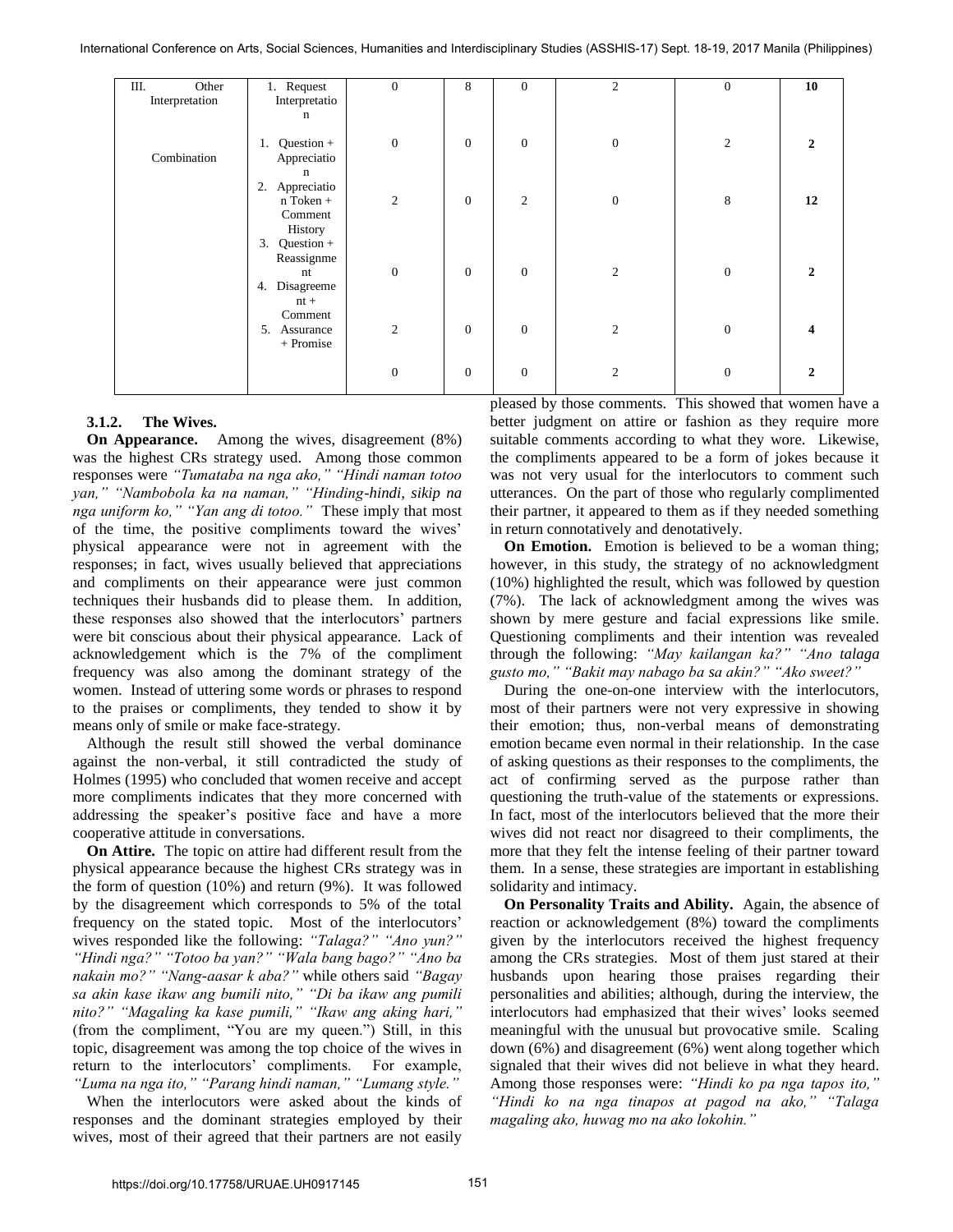| | | | | | | | |
|---|---|---|---|---|---|---|---|
| III. Other Interpretation | 1. Request Interpretation | 0 | 8 | 0 | 2 | 0 | **10** |
| Combination | 1. Question + Appreciation | 0 | 0 | 0 | 0 | 2 | **2** |
| | 2. Appreciation Token + Comment History | 2 | 0 | 2 | 0 | 8 | **12** |
| | 3. Question + Reassignment | 0 | 0 | 0 | 2 | 0 | **2** |
| | 4. Disagreement + Comment | 2 | 0 | 0 | 2 | 0 | **4** |
| | 5. Assurance + Promise | 0 | 0 | 0 | 2 | 0 | **2** |

#### 3.1.2. The Wives.

**On Appearance.** Among the wives, disagreement (8%) was the highest CRs strategy used. Among those common responses were *"Tumataba na nga ako," "Hindi naman totoo yan," "Nambobola ka na naman," "Hinding-hindi, sikip na nga uniform ko," "Yan ang di totoo."* These imply that most of the time, the positive compliments toward the wives' physical appearance were not in agreement with the responses; in fact, wives usually believed that appreciations and compliments on their appearance were just common techniques their husbands did to please them. In addition, these responses also showed that the interlocutors' partners were bit conscious about their physical appearance. Lack of acknowledgement which is the 7% of the compliment frequency was also among the dominant strategy of the women. Instead of uttering some words or phrases to respond to the praises or compliments, they tended to show it by means only of smile or make face-strategy.

Although the result still showed the verbal dominance against the non-verbal, it still contradicted the study of Holmes (1995) who concluded that women receive and accept more compliments indicates that they more concerned with addressing the speaker's positive face and have a more cooperative attitude in conversations.

**On Attire.** The topic on attire had different result from the physical appearance because the highest CRs strategy was in the form of question (10%) and return (9%). It was followed by the disagreement which corresponds to 5% of the total frequency on the stated topic. Most of the interlocutors' wives responded like the following: *"Talaga?" "Ano yun?" "Hindi nga?" "Totoo ba yan?" "Wala bang bago?" "Ano ba nakain mo?" "Nang-aasar k aba?"* while others said *"Bagay sa akin kase ikaw ang bumili nito," "Di ba ikaw ang pumili nito?" "Magaling ka kase pumili," "Ikaw ang aking hari,"* (from the compliment, "You are my queen.") Still, in this topic, disagreement was among the top choice of the wives in return to the interlocutors' compliments. For example, *"Luma na nga ito," "Parang hindi naman," "Lumang style."*

When the interlocutors were asked about the kinds of responses and the dominant strategies employed by their wives, most of their agreed that their partners are not easily pleased by those comments. This showed that women have a better judgment on attire or fashion as they require more suitable comments according to what they wore. Likewise, the compliments appeared to be a form of jokes because it was not very usual for the interlocutors to comment such utterances. On the part of those who regularly complimented their partner, it appeared to them as if they needed something in return connotatively and denotatively.

**On Emotion.** Emotion is believed to be a woman thing; however, in this study, the strategy of no acknowledgment (10%) highlighted the result, which was followed by question (7%). The lack of acknowledgment among the wives was shown by mere gesture and facial expressions like smile. Questioning compliments and their intention was revealed through the following: *"May kailangan ka?" "Ano talaga gusto mo," "Bakit may nabago ba sa akin?" "Ako sweet?"*

During the one-on-one interview with the interlocutors, most of their partners were not very expressive in showing their emotion; thus, non-verbal means of demonstrating emotion became even normal in their relationship. In the case of asking questions as their responses to the compliments, the act of confirming served as the purpose rather than questioning the truth-value of the statements or expressions. In fact, most of the interlocutors believed that the more their wives did not react nor disagreed to their compliments, the more that they felt the intense feeling of their partner toward them. In a sense, these strategies are important in establishing solidarity and intimacy.

**On Personality Traits and Ability.** Again, the absence of reaction or acknowledgement (8%) toward the compliments given by the interlocutors received the highest frequency among the CRs strategies. Most of them just stared at their husbands upon hearing those praises regarding their personalities and abilities; although, during the interview, the interlocutors had emphasized that their wives' looks seemed meaningful with the unusual but provocative smile. Scaling down (6%) and disagreement (6%) went along together which signaled that their wives did not believe in what they heard. Among those responses were: *"Hindi ko pa nga tapos ito," "Hindi ko na nga tinapos at pagod na ako," "Talaga magaling ako, huwag mo na ako lokohin."*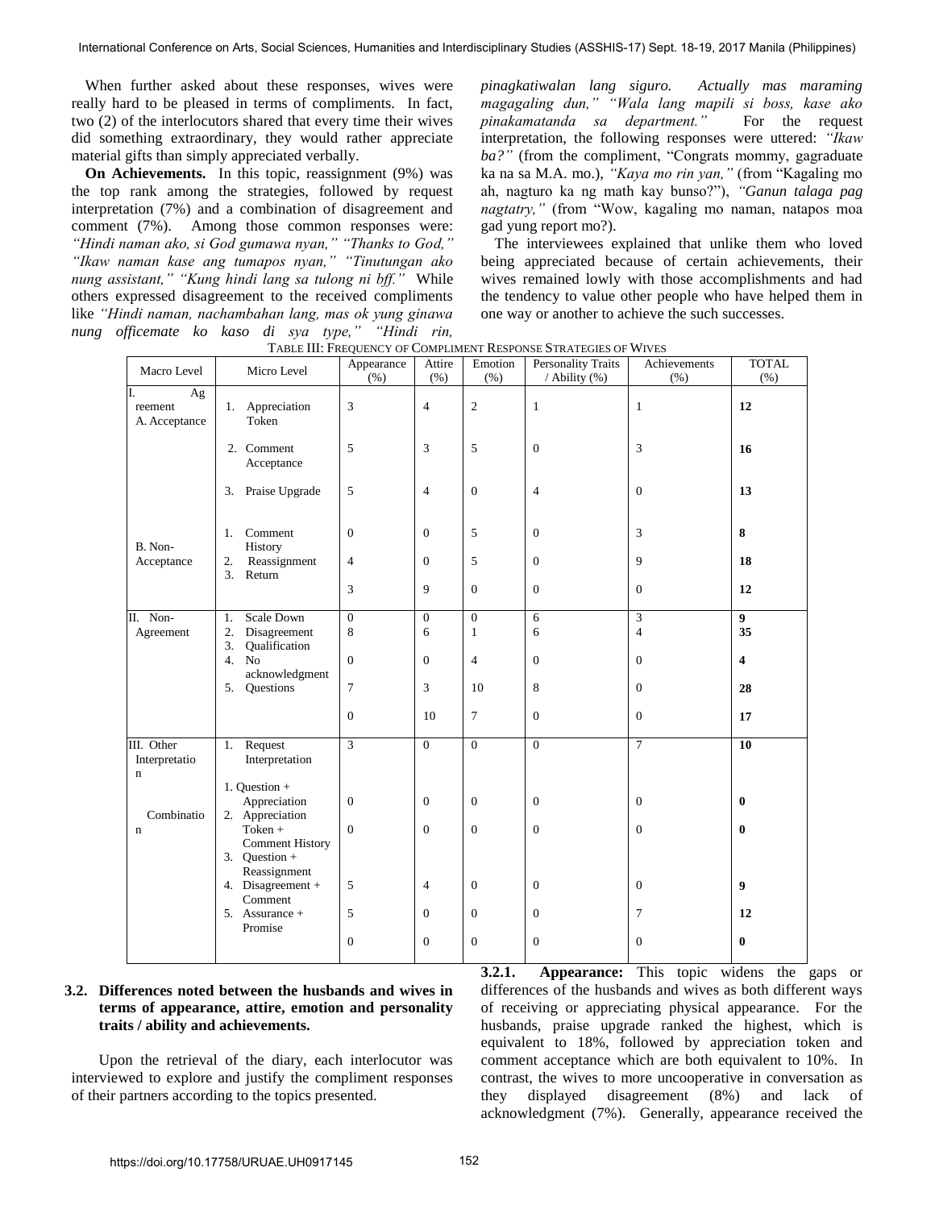When further asked about these responses, wives were really hard to be pleased in terms of compliments. In fact, two (2) of the interlocutors shared that every time their wives did something extraordinary, they would rather appreciate material gifts than simply appreciated verbally.

**On Achievements.** In this topic, reassignment (9%) was the top rank among the strategies, followed by request interpretation (7%) and a combination of disagreement and comment (7%). Among those common responses were: *"Hindi naman ako, si God gumawa nyan," "Thanks to God," "Ikaw naman kase ang tumapos nyan," "Tinutungan ako nung assistant," "Kung hindi lang sa tulong ni bff."* While others expressed disagreement to the received compliments like *"Hindi naman, nachambahan lang, mas ok yung ginawa nung officemate ko kaso di sya type," "Hindi rin, pinagkatiwalan lang siguro. Actually mas maraming magagaling dun," "Wala lang mapili si boss, kase ako pinakamatanda sa department."* For the request interpretation, the following responses were uttered: *"Ikaw ba?"* (from the compliment, "Congrats mommy, gagraduate ka na sa M.A. mo.), *"Kaya mo rin yan,"* (from "Kagaling mo ah, nagturo ka ng math kay bunso?"), *"Ganun talaga pag nagtatry,"* (from "Wow, kagaling mo naman, natapos moa gad yung report mo?).

The interviewees explained that unlike them who loved being appreciated because of certain achievements, their wives remained lowly with those accomplishments and had the tendency to value other people who have helped them in one way or another to achieve the such successes.

TABLE III: FREQUENCY OF COMPLIMENT RESPONSE STRATEGIES OF WIVES

| Macro Level | Micro Level | Appearance (%) | Attire (%) | Emotion (%) | Personality Traits / Ability (%) | Achievements (%) | TOTAL (%) |
|---|---|---|---|---|---|---|---|
| I. Agreement A. Acceptance | 1. Appreciation Token | 3 | 4 | 2 | 1 | 1 | **12** |
| | 2. Comment Acceptance | 5 | 3 | 5 | 0 | 3 | **16** |
| | 3. Praise Upgrade | 5 | 4 | 0 | 4 | 0 | **13** |
| B. Non-Acceptance | 1. Comment History | 0 | 0 | 5 | 0 | 3 | **8** |
| | 2. Reassignment | 4 | 0 | 5 | 0 | 9 | **18** |
| | 3. Return | 3 | 9 | 0 | 0 | 0 | **12** |
| II. Non-Agreement | 1. Scale Down | 0 | 0 | 0 | 6 | 3 | **9** |
| | 2. Disagreement | 8 | 6 | 1 | 6 | 4 | **35** |
| | 3. Qualification | 0 | 0 | 4 | 0 | 0 | **4** |
| | 4. No acknowledgment | 7 | 3 | 10 | 8 | 0 | **28** |
| | 5. Questions | 0 | 10 | 7 | 0 | 0 | **17** |
| III. Other Interpretation | 1. Request Interpretation | 3 | 0 | 0 | 0 | 7 | **10** |
| Combination | 1. Question + Appreciation | 0 | 0 | 0 | 0 | 0 | **0** |
| | 2. Appreciation Token + Comment History | 0 | 0 | 0 | 0 | 0 | **0** |
| | 3. Question + Reassignment | 5 | 4 | 0 | 0 | 0 | **9** |
| | 4. Disagreement + Comment | 5 | 0 | 0 | 0 | 7 | **12** |
| | 5. Assurance + Promise | 0 | 0 | 0 | 0 | 0 | **0** |

### 3.2. Differences noted between the husbands and wives in terms of appearance, attire, emotion and personality traits / ability and achievements.

Upon the retrieval of the diary, each interlocutor was interviewed to explore and justify the compliment responses of their partners according to the topics presented.

**3.2.1. Appearance:** This topic widens the gaps or differences of the husbands and wives as both different ways of receiving or appreciating physical appearance. For the husbands, praise upgrade ranked the highest, which is equivalent to 18%, followed by appreciation token and comment acceptance which are both equivalent to 10%. In contrast, the wives to more uncooperative in conversation as they displayed disagreement (8%) and lack of acknowledgment (7%). Generally, appearance received the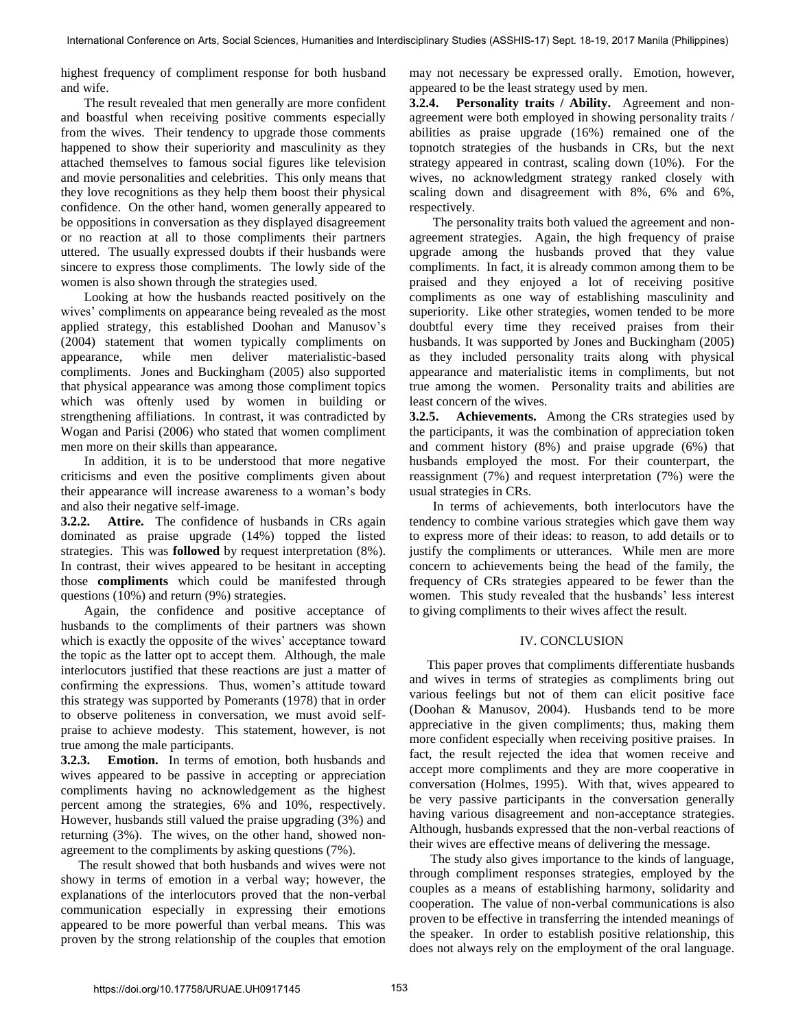highest frequency of compliment response for both husband and wife.

The result revealed that men generally are more confident and boastful when receiving positive comments especially from the wives. Their tendency to upgrade those comments happened to show their superiority and masculinity as they attached themselves to famous social figures like television and movie personalities and celebrities. This only means that they love recognitions as they help them boost their physical confidence. On the other hand, women generally appeared to be oppositions in conversation as they displayed disagreement or no reaction at all to those compliments their partners uttered. The usually expressed doubts if their husbands were sincere to express those compliments. The lowly side of the women is also shown through the strategies used.

Looking at how the husbands reacted positively on the wives' compliments on appearance being revealed as the most applied strategy, this established Doohan and Manusov's (2004) statement that women typically compliments on appearance, while men deliver materialistic-based compliments. Jones and Buckingham (2005) also supported that physical appearance was among those compliment topics which was oftenly used by women in building or strengthening affiliations. In contrast, it was contradicted by Wogan and Parisi (2006) who stated that women compliment men more on their skills than appearance.

In addition, it is to be understood that more negative criticisms and even the positive compliments given about their appearance will increase awareness to a woman's body and also their negative self-image.

**3.2.2. Attire.** The confidence of husbands in CRs again dominated as praise upgrade (14%) topped the listed strategies. This was **followed** by request interpretation (8%). In contrast, their wives appeared to be hesitant in accepting those **compliments** which could be manifested through questions (10%) and return (9%) strategies.

Again, the confidence and positive acceptance of husbands to the compliments of their partners was shown which is exactly the opposite of the wives' acceptance toward the topic as the latter opt to accept them. Although, the male interlocutors justified that these reactions are just a matter of confirming the expressions. Thus, women's attitude toward this strategy was supported by Pomerants (1978) that in order to observe politeness in conversation, we must avoid self-praise to achieve modesty. This statement, however, is not true among the male participants.

**3.2.3. Emotion.** In terms of emotion, both husbands and wives appeared to be passive in accepting or appreciation compliments having no acknowledgement as the highest percent among the strategies, 6% and 10%, respectively. However, husbands still valued the praise upgrading (3%) and returning (3%). The wives, on the other hand, showed non-agreement to the compliments by asking questions (7%).

The result showed that both husbands and wives were not showy in terms of emotion in a verbal way; however, the explanations of the interlocutors proved that the non-verbal communication especially in expressing their emotions appeared to be more powerful than verbal means. This was proven by the strong relationship of the couples that emotion may not necessary be expressed orally. Emotion, however, appeared to be the least strategy used by men.

**3.2.4. Personality traits / Ability.** Agreement and non-agreement were both employed in showing personality traits / abilities as praise upgrade (16%) remained one of the topnotch strategies of the husbands in CRs, but the next strategy appeared in contrast, scaling down (10%). For the wives, no acknowledgment strategy ranked closely with scaling down and disagreement with 8%, 6% and 6%, respectively.

The personality traits both valued the agreement and non-agreement strategies. Again, the high frequency of praise upgrade among the husbands proved that they value compliments. In fact, it is already common among them to be praised and they enjoyed a lot of receiving positive compliments as one way of establishing masculinity and superiority. Like other strategies, women tended to be more doubtful every time they received praises from their husbands. It was supported by Jones and Buckingham (2005) as they included personality traits along with physical appearance and materialistic items in compliments, but not true among the women. Personality traits and abilities are least concern of the wives.

**3.2.5. Achievements.** Among the CRs strategies used by the participants, it was the combination of appreciation token and comment history (8%) and praise upgrade (6%) that husbands employed the most. For their counterpart, the reassignment (7%) and request interpretation (7%) were the usual strategies in CRs.

In terms of achievements, both interlocutors have the tendency to combine various strategies which gave them way to express more of their ideas: to reason, to add details or to justify the compliments or utterances. While men are more concern to achievements being the head of the family, the frequency of CRs strategies appeared to be fewer than the women. This study revealed that the husbands' less interest to giving compliments to their wives affect the result.

## IV. CONCLUSION

This paper proves that compliments differentiate husbands and wives in terms of strategies as compliments bring out various feelings but not of them can elicit positive face (Doohan & Manusov, 2004). Husbands tend to be more appreciative in the given compliments; thus, making them more confident especially when receiving positive praises. In fact, the result rejected the idea that women receive and accept more compliments and they are more cooperative in conversation (Holmes, 1995). With that, wives appeared to be very passive participants in the conversation generally having various disagreement and non-acceptance strategies. Although, husbands expressed that the non-verbal reactions of their wives are effective means of delivering the message.

The study also gives importance to the kinds of language, through compliment responses strategies, employed by the couples as a means of establishing harmony, solidarity and cooperation. The value of non-verbal communications is also proven to be effective in transferring the intended meanings of the speaker. In order to establish positive relationship, this does not always rely on the employment of the oral language.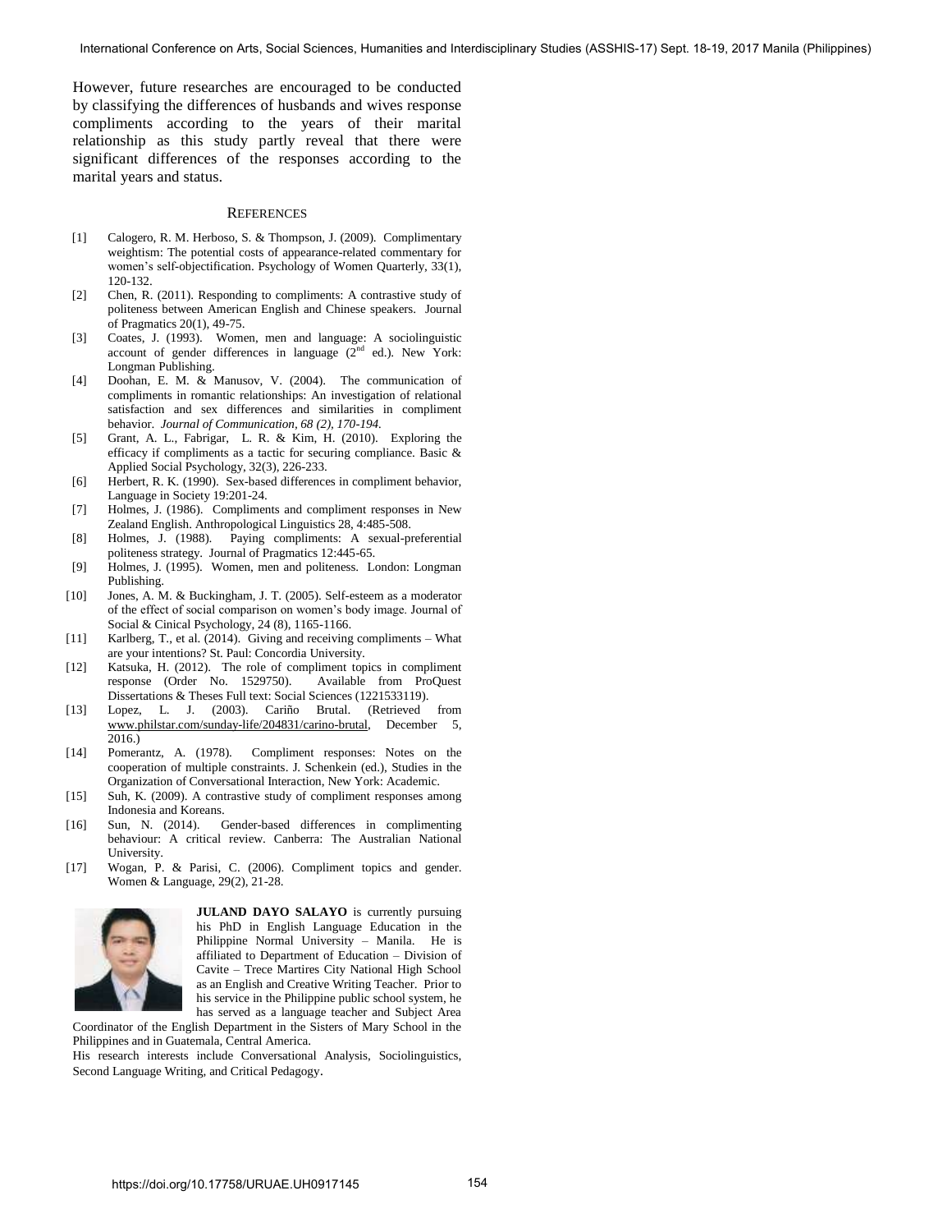However, future researches are encouraged to be conducted by classifying the differences of husbands and wives response compliments according to the years of their marital relationship as this study partly reveal that there were significant differences of the responses according to the marital years and status.

## References

[1] Calogero, R. M. Herboso, S. & Thompson, J. (2009). Complimentary weightism: The potential costs of appearance-related commentary for women's self-objectification. Psychology of Women Quarterly, 33(1), 120-132.

[2] Chen, R. (2011). Responding to compliments: A contrastive study of politeness between American English and Chinese speakers. Journal of Pragmatics 20(1), 49-75.

[3] Coates, J. (1993). Women, men and language: A sociolinguistic account of gender differences in language (2nd ed.). New York: Longman Publishing.

[4] Doohan, E. M. & Manusov, V. (2004). The communication of compliments in romantic relationships: An investigation of relational satisfaction and sex differences and similarities in compliment behavior. *Journal of Communication, 68 (2), 170-194.*

[5] Grant, A. L., Fabrigar, L. R. & Kim, H. (2010). Exploring the efficacy if compliments as a tactic for securing compliance. Basic & Applied Social Psychology, 32(3), 226-233.

[6] Herbert, R. K. (1990). Sex-based differences in compliment behavior, Language in Society 19:201-24.

[7] Holmes, J. (1986). Compliments and compliment responses in New Zealand English. Anthropological Linguistics 28, 4:485-508.

[8] Holmes, J. (1988). Paying compliments: A sexual-preferential politeness strategy. Journal of Pragmatics 12:445-65.

[9] Holmes, J. (1995). Women, men and politeness. London: Longman Publishing.

[10] Jones, A. M. & Buckingham, J. T. (2005). Self-esteem as a moderator of the effect of social comparison on women's body image. Journal of Social & Cinical Psychology, 24 (8), 1165-1166.

[11] Karlberg, T., et al. (2014). Giving and receiving compliments – What are your intentions? St. Paul: Concordia University.

[12] Katsuka, H. (2012). The role of compliment topics in compliment response (Order No. 1529750). Available from ProQuest Dissertations & Theses Full text: Social Sciences (1221533119).

[13] Lopez, L. J. (2003). Cariño Brutal. (Retrieved from www.philstar.com/sunday-life/204831/carino-brutal, December 5, 2016.)

[14] Pomerantz, A. (1978). Compliment responses: Notes on the cooperation of multiple constraints. J. Schenkein (ed.), Studies in the Organization of Conversational Interaction, New York: Academic.

[15] Suh, K. (2009). A contrastive study of compliment responses among Indonesia and Koreans.

[16] Sun, N. (2014). Gender-based differences in complimenting behaviour: A critical review. Canberra: The Australian National University.

[17] Wogan, P. & Parisi, C. (2006). Compliment topics and gender. Women & Language, 29(2), 21-28.

**JULAND DAYO SALAYO** is currently pursuing his PhD in English Language Education in the Philippine Normal University – Manila. He is affiliated to Department of Education – Division of Cavite – Trece Martires City National High School as an English and Creative Writing Teacher. Prior to his service in the Philippine public school system, he has served as a language teacher and Subject Area Coordinator of the English Department in the Sisters of Mary School in the Philippines and in Guatemala, Central America.

His research interests include Conversational Analysis, Sociolinguistics, Second Language Writing, and Critical Pedagogy.